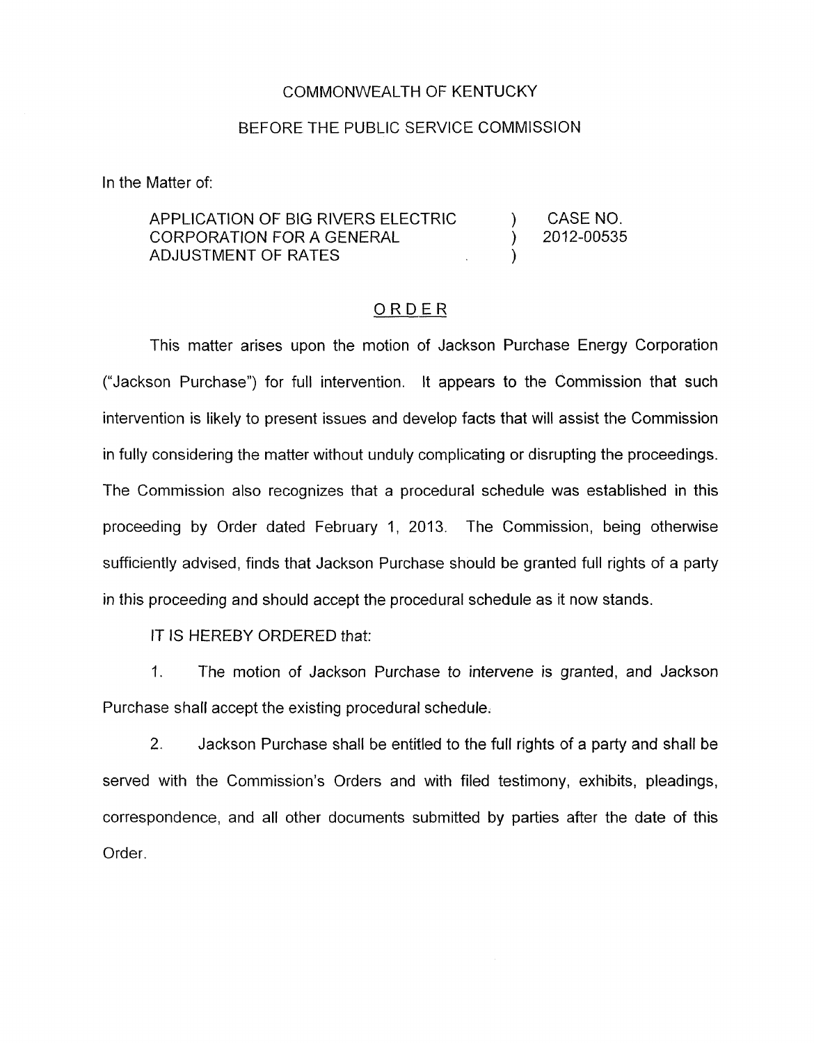COMMONWEALTH OF KENTUCKY

BEFORE THE PUBLIC SERVICE COMMISSION

In the Matter of:

| | | |
|---|---|---|
| APPLICATION OF BIG RIVERS ELECTRIC CORPORATION FOR A GENERAL ADJUSTMENT OF RATES | ) ) ) | CASE NO. 2012-00535 |

# ORDER

This matter arises upon the motion of Jackson Purchase Energy Corporation ("Jackson Purchase") for full intervention. It appears to the Commission that such intervention is likely to present issues and develop facts that will assist the Commission in fully considering the matter without unduly complicating or disrupting the proceedings. The Commission also recognizes that a procedural schedule was established in this proceeding by Order dated February 1, 2013. The Commission, being otherwise sufficiently advised, finds that Jackson Purchase should be granted full rights of a party in this proceeding and should accept the procedural schedule as it now stands.

IT IS HEREBY ORDERED that:

1. The motion of Jackson Purchase to intervene is granted, and Jackson Purchase shall accept the existing procedural schedule.

2. Jackson Purchase shall be entitled to the full rights of a party and shall be served with the Commission's Orders and with filed testimony, exhibits, pleadings, correspondence, and all other documents submitted by parties after the date of this Order.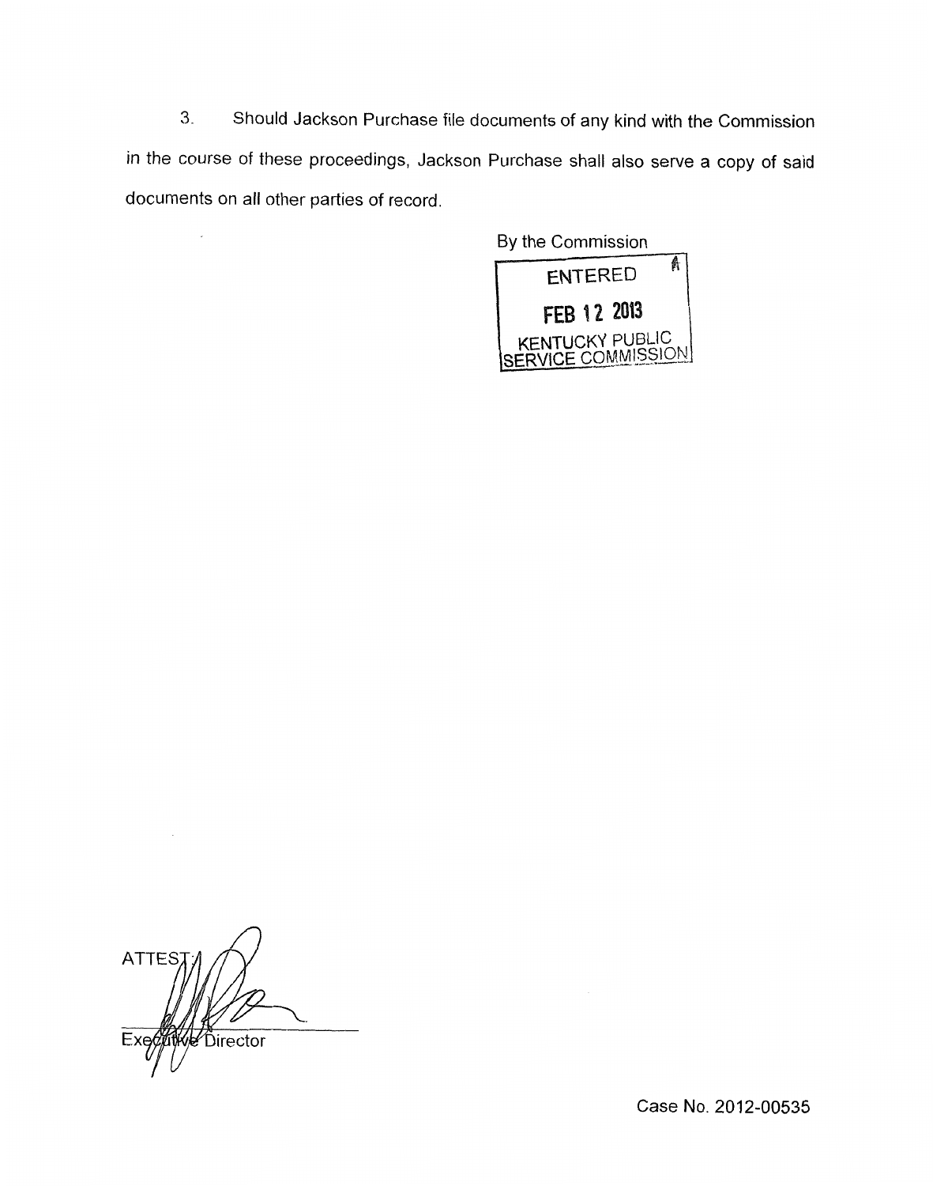3. Should Jackson Purchase file documents of any kind with the Commission in the course of these proceedings, Jackson Purchase shall also serve a copy of said documents on all other parties of record.

By the Commission

ENTERED

FEB 12 2013

KENTUCKY PUBLIC SERVICE COMMISSION

ATTEST:

Executive Director

Case No. 2012-00535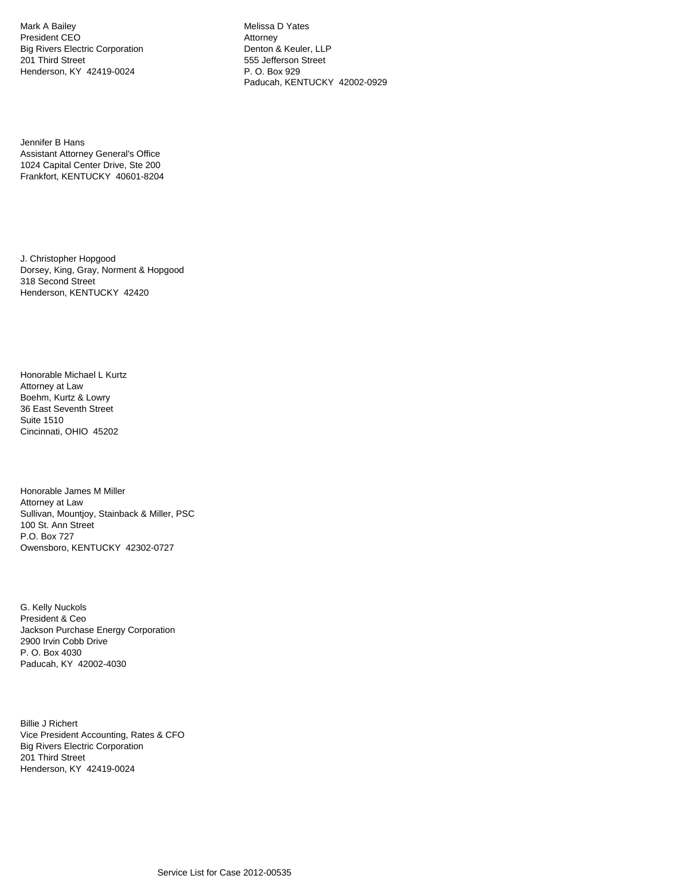Mark A Bailey
President CEO
Big Rivers Electric Corporation
201 Third Street
Henderson, KY 42419-0024

Melissa D Yates
Attorney
Denton & Keuler, LLP
555 Jefferson Street
P. O. Box 929
Paducah, KENTUCKY 42002-0929

Jennifer B Hans
Assistant Attorney General's Office
1024 Capital Center Drive, Ste 200
Frankfort, KENTUCKY 40601-8204

J. Christopher Hopgood
Dorsey, King, Gray, Norment & Hopgood
318 Second Street
Henderson, KENTUCKY 42420

Honorable Michael L Kurtz
Attorney at Law
Boehm, Kurtz & Lowry
36 East Seventh Street
Suite 1510
Cincinnati, OHIO 45202

Honorable James M Miller
Attorney at Law
Sullivan, Mountjoy, Stainback & Miller, PSC
100 St. Ann Street
P.O. Box 727
Owensboro, KENTUCKY 42302-0727

G. Kelly Nuckols
President & Ceo
Jackson Purchase Energy Corporation
2900 Irvin Cobb Drive
P. O. Box 4030
Paducah, KY 42002-4030

Billie J Richert
Vice President Accounting, Rates & CFO
Big Rivers Electric Corporation
201 Third Street
Henderson, KY 42419-0024

Service List for Case 2012-00535